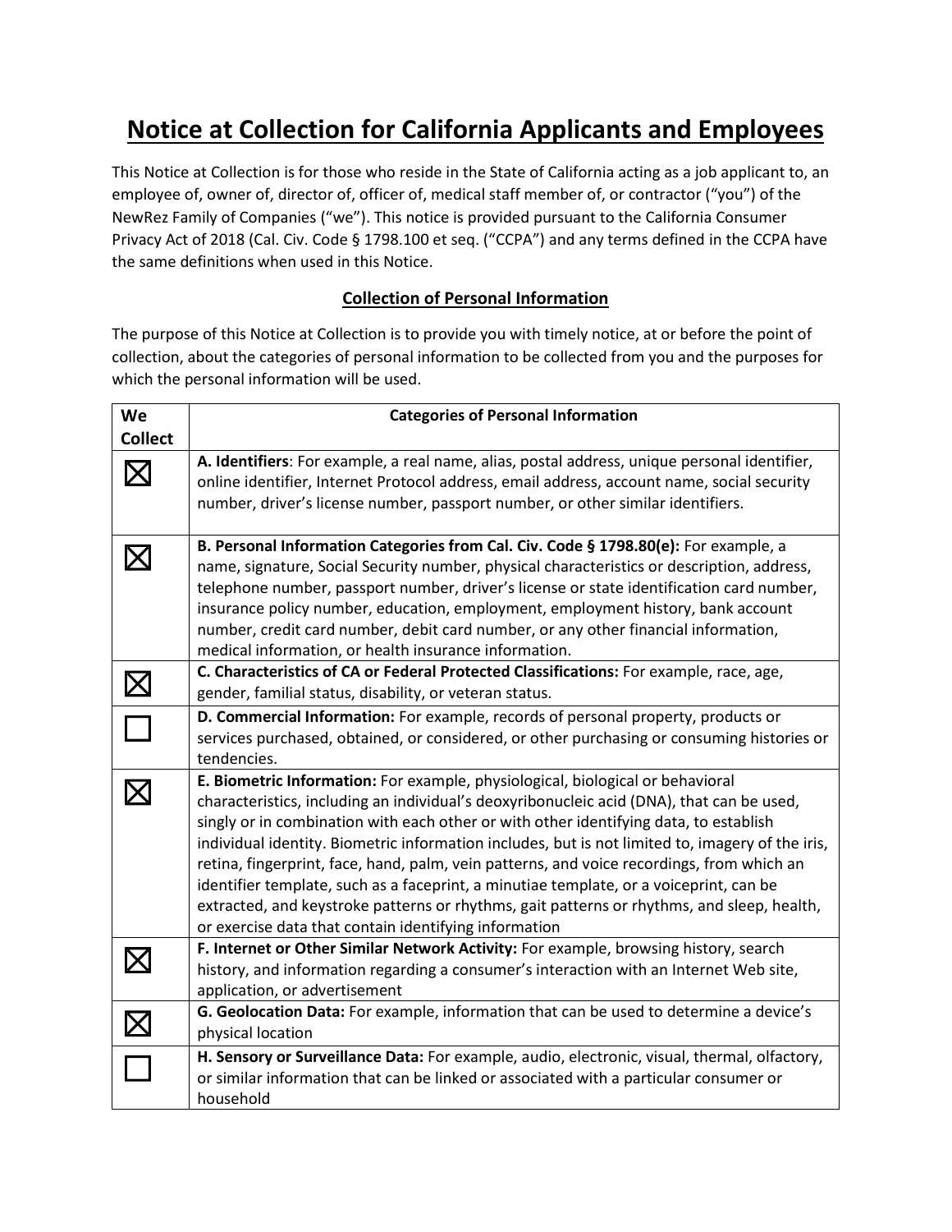# Notice at Collection for California Applicants and Employees

This Notice at Collection is for those who reside in the State of California acting as a job applicant to, an employee of, owner of, director of, officer of, medical staff member of, or contractor ("you") of the NewRez Family of Companies ("we"). This notice is provided pursuant to the California Consumer Privacy Act of 2018 (Cal. Civ. Code § 1798.100 et seq. ("CCPA") and any terms defined in the CCPA have the same definitions when used in this Notice.

## Collection of Personal Information

The purpose of this Notice at Collection is to provide you with timely notice, at or before the point of collection, about the categories of personal information to be collected from you and the purposes for which the personal information will be used.

| We Collect | Categories of Personal Information |
|---|---|
| ☒ | **A. Identifiers**: For example, a real name, alias, postal address, unique personal identifier, online identifier, Internet Protocol address, email address, account name, social security number, driver's license number, passport number, or other similar identifiers. |
| ☒ | **B. Personal Information Categories from Cal. Civ. Code § 1798.80(e):** For example, a name, signature, Social Security number, physical characteristics or description, address, telephone number, passport number, driver's license or state identification card number, insurance policy number, education, employment, employment history, bank account number, credit card number, debit card number, or any other financial information, medical information, or health insurance information. |
| ☒ | **C. Characteristics of CA or Federal Protected Classifications:** For example, race, age, gender, familial status, disability, or veteran status. |
| ☐ | **D. Commercial Information:** For example, records of personal property, products or services purchased, obtained, or considered, or other purchasing or consuming histories or tendencies. |
| ☒ | **E. Biometric Information:** For example, physiological, biological or behavioral characteristics, including an individual's deoxyribonucleic acid (DNA), that can be used, singly or in combination with each other or with other identifying data, to establish individual identity. Biometric information includes, but is not limited to, imagery of the iris, retina, fingerprint, face, hand, palm, vein patterns, and voice recordings, from which an identifier template, such as a faceprint, a minutiae template, or a voiceprint, can be extracted, and keystroke patterns or rhythms, gait patterns or rhythms, and sleep, health, or exercise data that contain identifying information |
| ☒ | **F. Internet or Other Similar Network Activity:** For example, browsing history, search history, and information regarding a consumer's interaction with an Internet Web site, application, or advertisement |
| ☒ | **G. Geolocation Data:** For example, information that can be used to determine a device's physical location |
| ☐ | **H. Sensory or Surveillance Data:** For example, audio, electronic, visual, thermal, olfactory, or similar information that can be linked or associated with a particular consumer or household |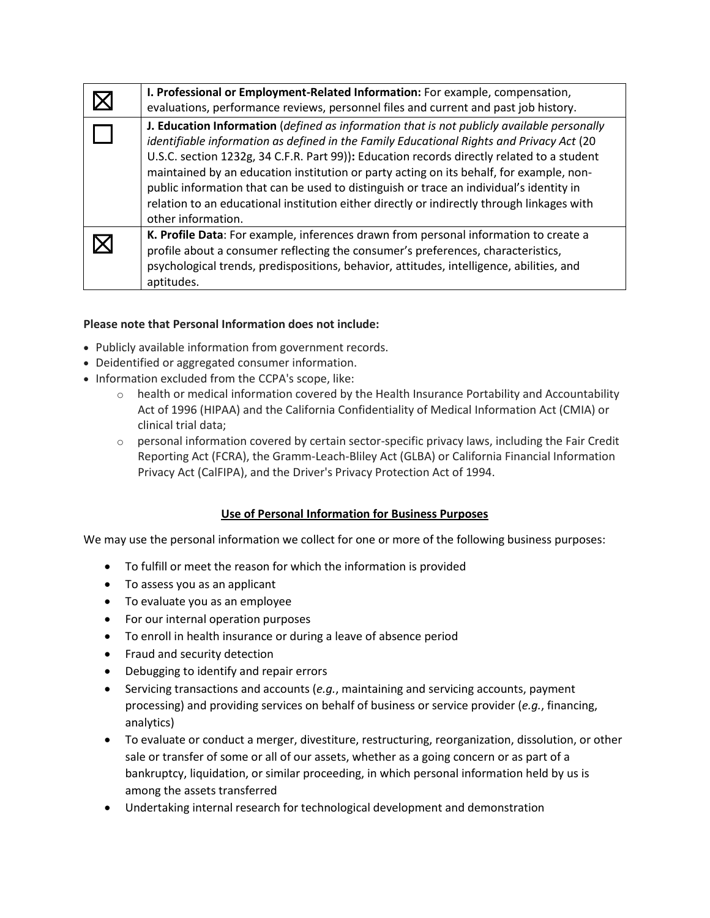| | |
|---|---|
| ☒ | **I. Professional or Employment-Related Information:** For example, compensation, evaluations, performance reviews, personnel files and current and past job history. |
| ☐ | **J. Education Information** (*defined as information that is not publicly available personally identifiable information as defined in the Family Educational Rights and Privacy Act* (20 U.S.C. section 1232g, 34 C.F.R. Part 99))**:** Education records directly related to a student maintained by an education institution or party acting on its behalf, for example, non-public information that can be used to distinguish or trace an individual's identity in relation to an educational institution either directly or indirectly through linkages with other information. |
| ☒ | **K. Profile Data**: For example, inferences drawn from personal information to create a profile about a consumer reflecting the consumer's preferences, characteristics, psychological trends, predispositions, behavior, attitudes, intelligence, abilities, and aptitudes. |

**Please note that Personal Information does not include:**

- Publicly available information from government records.
- Deidentified or aggregated consumer information.
- Information excluded from the CCPA's scope, like:
  - health or medical information covered by the Health Insurance Portability and Accountability Act of 1996 (HIPAA) and the California Confidentiality of Medical Information Act (CMIA) or clinical trial data;
  - personal information covered by certain sector-specific privacy laws, including the Fair Credit Reporting Act (FCRA), the Gramm-Leach-Bliley Act (GLBA) or California Financial Information Privacy Act (CalFIPA), and the Driver's Privacy Protection Act of 1994.

## <u>Use of Personal Information for Business Purposes</u>

We may use the personal information we collect for one or more of the following business purposes:

- To fulfill or meet the reason for which the information is provided
- To assess you as an applicant
- To evaluate you as an employee
- For our internal operation purposes
- To enroll in health insurance or during a leave of absence period
- Fraud and security detection
- Debugging to identify and repair errors
- Servicing transactions and accounts (*e.g.*, maintaining and servicing accounts, payment processing) and providing services on behalf of business or service provider (*e.g.*, financing, analytics)
- To evaluate or conduct a merger, divestiture, restructuring, reorganization, dissolution, or other sale or transfer of some or all of our assets, whether as a going concern or as part of a bankruptcy, liquidation, or similar proceeding, in which personal information held by us is among the assets transferred
- Undertaking internal research for technological development and demonstration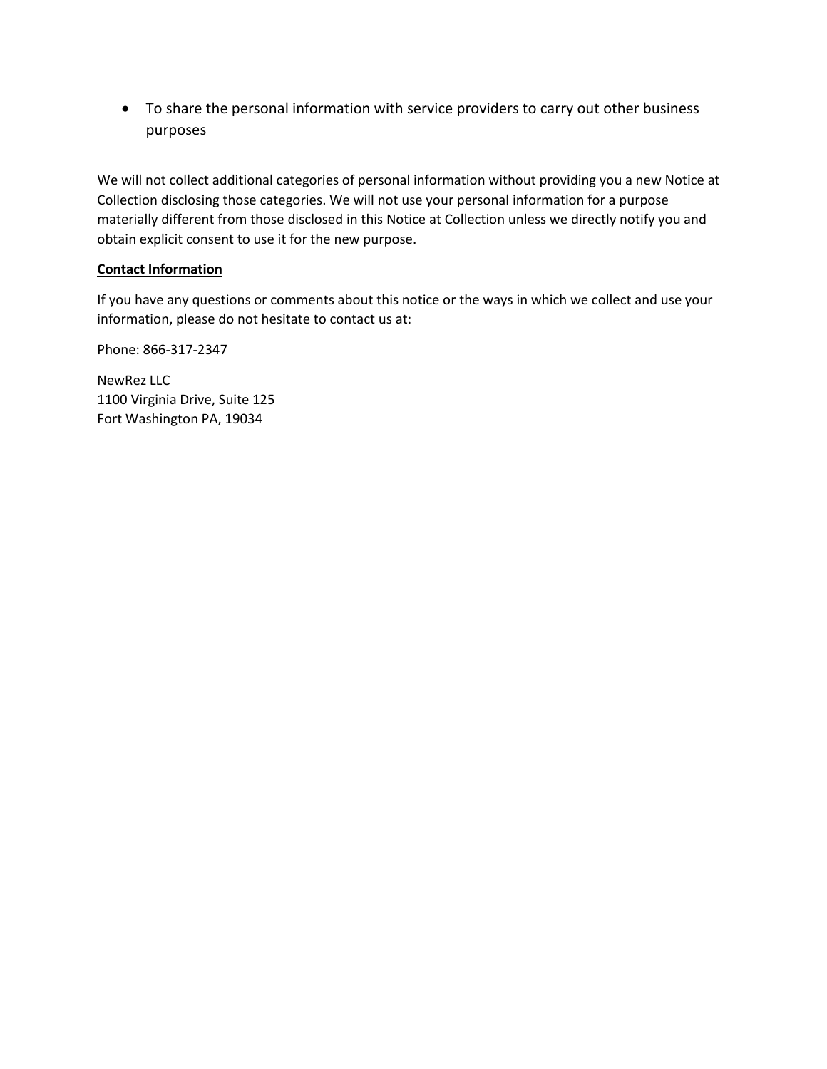- To share the personal information with service providers to carry out other business purposes

We will not collect additional categories of personal information without providing you a new Notice at Collection disclosing those categories. We will not use your personal information for a purpose materially different from those disclosed in this Notice at Collection unless we directly notify you and obtain explicit consent to use it for the new purpose.

**Contact Information**

If you have any questions or comments about this notice or the ways in which we collect and use your information, please do not hesitate to contact us at:

Phone: 866-317-2347

NewRez LLC
1100 Virginia Drive, Suite 125
Fort Washington PA, 19034